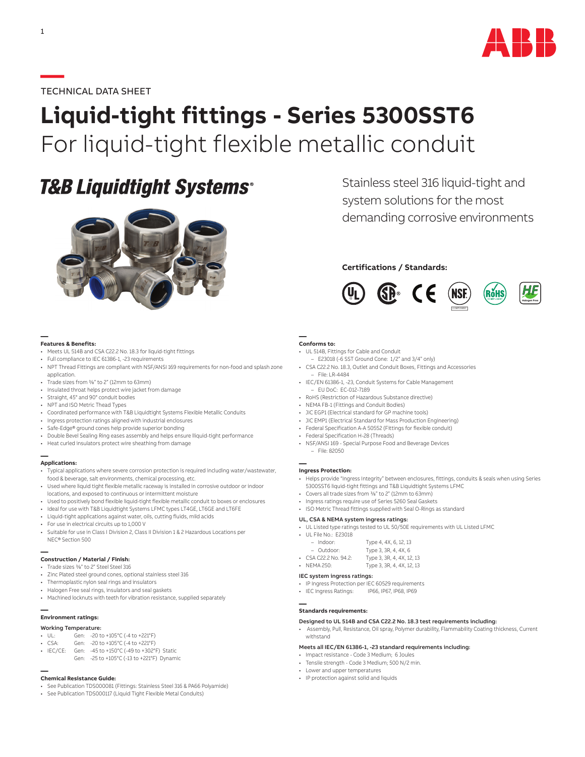TECHNICAL DATA SHEET

# Liquid-tight fittings - Series 5300SST6

## For liquid-tight flexible metallic conduit

**T&B Liquidtight Systems®**

Stainless steel 316 liquid-tight and system solutions for the most demanding corrosive environments

**Certifications / Standards:**

### Features & Benefits:

- Meets UL 514B and CSA C22.2 No. 18.3 for liquid-tight fittings
- Full compliance to IEC 61386-1, -23 requirements
- NPT Thread Fittings are compliant with NSF/ANSI 169 requirements for non-food and splash zone application.
- Trade sizes from ⅜" to 2" (12mm to 63mm)
- Insulated throat helps protect wire jacket from damage
- Straight, 45° and 90° conduit bodies
- NPT and ISO Metric Thead Types
- Coordinated performance with T&B Liquidtight Systems Flexible Metallic Conduits
- Ingress protection ratings aligned with industrial enclosures
- Safe-Edge® ground cones help provide superior bonding
- Double Bevel Sealing Ring eases assembly and helps ensure liquid-tight performance
- Heat curled insulators protect wire sheathing from damage

### Applications:

- Typical applications where severe corrosion protection is required including water/wastewater, food & beverage, salt environments, chemical processing, etc.
- Used where liquid tight flexible metallic raceway is installed in corrosive outdoor or indoor locations, and exposed to continuous or intermittent moisture
- Used to positively bond flexible liquid-tight flexible metallic conduit to boxes or enclosures
- Ideal for use with T&B Liquidtight Systems LFMC types LT4GE, LT6GE and LT6FE
- Liquid-tight applications against water, oils, cutting fluids, mild acids
- For use in electrical circuits up to 1,000 V
- Suitable for use in Class I Division 2, Class II Division 1 & 2 Hazardous Locations per NEC® Section 500

### Construction / Material / Finish:

- Trade sizes ⅜" to 2" Steel Steel 316
- Zinc Plated steel ground cones, optional stainless steel 316
- Thermoplastic nylon seal rings and insulators
- Halogen Free seal rings, insulators and seal gaskets
- Machined locknuts with teeth for vibration resistance, supplied separately

### Environment ratings:

**Working Temperature:**

- UL: Gen: -20 to +105°C (-4 to +221°F)
- CSA: Gen: -20 to +105°C (-4 to +221°F)
- IEC/CE: Gen: -45 to +150°C (-49 to +302°F) Static
  Gen: -25 to +105°C (-13 to +221°F) Dynamic

### Chemical Resistance Guide:

- See Publication TDS000081 (Fittings: Stainless Steel 316 & PA66 Polyamide)
- See Publication TDS000117 (Liquid Tight Flexible Metal Conduits)

### Conforms to:

- UL 514B, Fittings for Cable and Conduit
  - E23018 (-6 SST Ground Cone: 1/2" and 3/4" only)
- CSA C22.2 No. 18.3, Outlet and Conduit Boxes, Fittings and Accessories
  - File: LR-4484
- IEC/EN 61386-1, -23, Conduit Systems for Cable Management
  - EU DoC: EC-012-7189
- RoHS (Restriction of Hazardous Substance directive)
- NEMA FB-1 (Fittings and Conduit Bodies)
- JIC EGP1 (Electrical standard for GP machine tools)
- JIC EMP1 (Electrical Standard for Mass Production Engineering)
- Federal Specification A-A 50552 (Fittings for flexible conduit)
- Federal Specification H-28 (Threads)
- NSF/ANSI 169 - Special Purpose Food and Beverage Devices
  - File: 82050

### Ingress Protection:

- Helps provide "Ingress Integrity" between enclosures, fittings, conduits & seals when using Series 5300SST6 liquid-tight fittings and T&B Liquidtight Systems LFMC
- Covers all trade sizes from ⅜" to 2" (12mm to 63mm)
- Ingress ratings require use of Series 5260 Seal Gaskets
- ISO Metric Thread fittings supplied with Seal O-Rings as standard

**UL, CSA & NEMA system ingress ratings:**

- UL Listed type ratings tested to UL 50/50E requirements with UL Listed LFMC
- UL File No.: E23018
  - Indoor: Type 4, 4X, 6, 12, 13
  - Outdoor: Type 3, 3R, 4, 4X, 6
- CSA C22.2 No. 94.2: Type 3, 3R, 4, 4X, 12, 13
- NEMA 250: Type 3, 3R, 4, 4X, 12, 13

**IEC system ingress ratings:**

- IP Ingress Protection per IEC 60529 requirements
- IEC Ingress Ratings: IP66, IP67, IP68, IP69

### Standards requirements:

**Designed to UL 514B and CSA C22.2 No. 18.3 test requirements including:**

- Assembly, Pull, Resistance, Oil spray, Polymer durability, Flammability Coating thickness, Current withstand

**Meets all IEC/EN 61386-1, -23 standard requirements including:**

- Impact resistance - Code 3 Medium; 6 Joules
- Tensile strength - Code 3 Medium; 500 N/2 min.
- Lower and upper temperatures
- IP protection against solid and liquids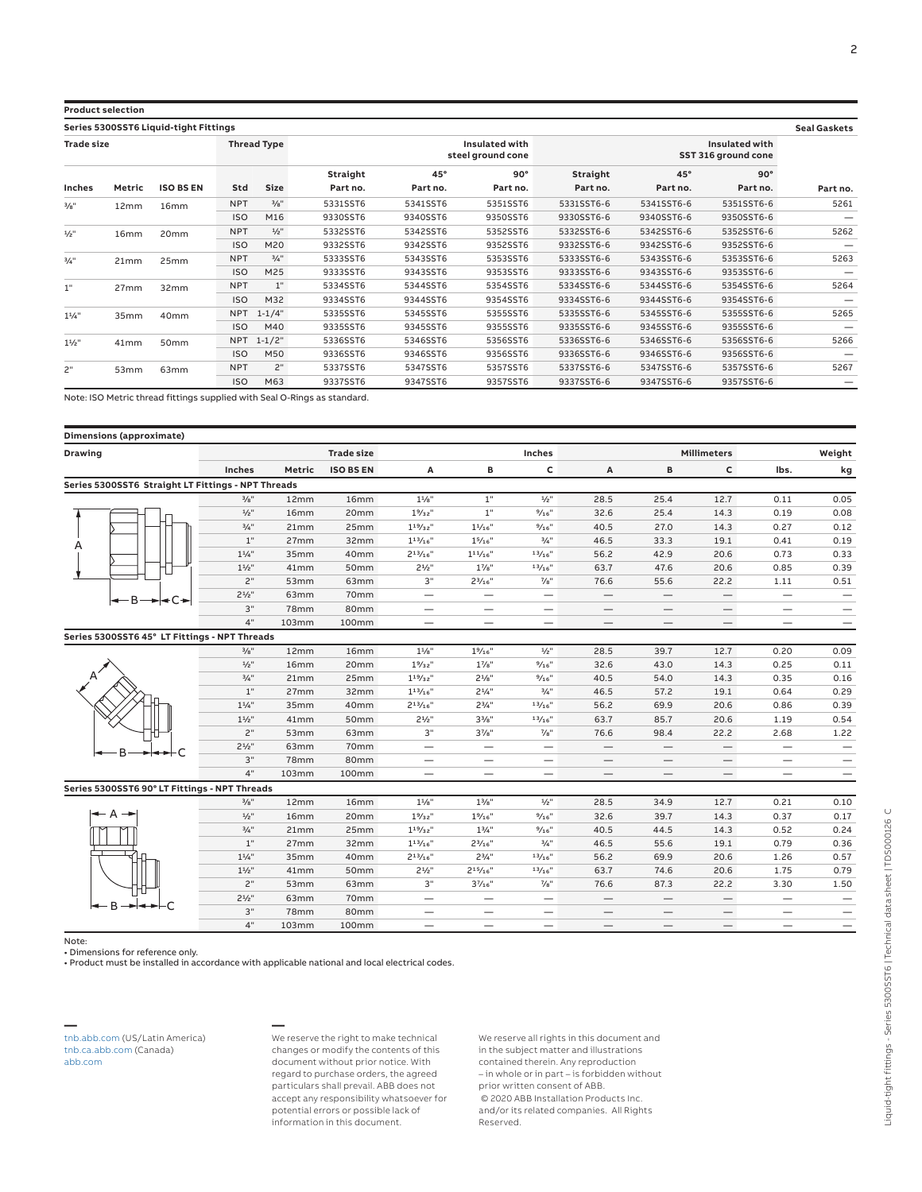## Product selection

### Series 5300SST6 Liquid-tight Fittings

| Trade size | | | Thread Type | | Insulated with steel ground cone | | | Insulated with SST 316 ground cone | | | Seal Gaskets |
|---|---|---|---|---|---|---|---|---|---|---|---|
| | | | | | Straight | 45° | 90° | Straight | 45° | 90° | |
| Inches | Metric | ISO BS EN | Std | Size | Part no. | Part no. | Part no. | Part no. | Part no. | Part no. | Part no. |
| 3⁄8" | 12mm | 16mm | NPT | 3⁄8" | 5331SST6 | 5341SST6 | 5351SST6 | 5331SST6-6 | 5341SST6-6 | 5351SST6-6 | 5261 |
| | | | ISO | M16 | 9330SST6 | 9340SST6 | 9350SST6 | 9330SST6-6 | 9340SST6-6 | 9350SST6-6 | — |
| 1⁄2" | 16mm | 20mm | NPT | 1⁄2" | 5332SST6 | 5342SST6 | 5352SST6 | 5332SST6-6 | 5342SST6-6 | 5352SST6-6 | 5262 |
| | | | ISO | M20 | 9332SST6 | 9342SST6 | 9352SST6 | 9332SST6-6 | 9342SST6-6 | 9352SST6-6 | — |
| 3⁄4" | 21mm | 25mm | NPT | 3⁄4" | 5333SST6 | 5343SST6 | 5353SST6 | 5333SST6-6 | 5343SST6-6 | 5353SST6-6 | 5263 |
| | | | ISO | M25 | 9333SST6 | 9343SST6 | 9353SST6 | 9333SST6-6 | 9343SST6-6 | 9353SST6-6 | — |
| 1" | 27mm | 32mm | NPT | 1" | 5334SST6 | 5344SST6 | 5354SST6 | 5334SST6-6 | 5344SST6-6 | 5354SST6-6 | 5264 |
| | | | ISO | M32 | 9334SST6 | 9344SST6 | 9354SST6 | 9334SST6-6 | 9344SST6-6 | 9354SST6-6 | — |
| 1¼" | 35mm | 40mm | NPT | 1-1/4" | 5335SST6 | 5345SST6 | 5355SST6 | 5335SST6-6 | 5345SST6-6 | 5355SST6-6 | 5265 |
| | | | ISO | M40 | 9335SST6 | 9345SST6 | 9355SST6 | 9335SST6-6 | 9345SST6-6 | 9355SST6-6 | — |
| 1½" | 41mm | 50mm | NPT | 1-1/2" | 5336SST6 | 5346SST6 | 5356SST6 | 5336SST6-6 | 5346SST6-6 | 5356SST6-6 | 5266 |
| | | | ISO | M50 | 9336SST6 | 9346SST6 | 9356SST6 | 9336SST6-6 | 9346SST6-6 | 9356SST6-6 | — |
| 2" | 53mm | 63mm | NPT | 2" | 5337SST6 | 5347SST6 | 5357SST6 | 5337SST6-6 | 5347SST6-6 | 5357SST6-6 | 5267 |
| | | | ISO | M63 | 9337SST6 | 9347SST6 | 9357SST6 | 9337SST6-6 | 9347SST6-6 | 9357SST6-6 | — |

Note: ISO Metric thread fittings supplied with Seal O-Rings as standard.

## Dimensions (approximate)

| Drawing | Trade size | | | Inches | | | Millimeters | | | Weight | |
|---|---|---|---|---|---|---|---|---|---|---|---|
| | Inches | Metric | ISO BS EN | A | B | C | A | B | C | lbs. | kg |
| **Series 5300SST6 Straight LT Fittings - NPT Threads** | | | | | | | | | | | |
| | 3⁄8" | 12mm | 16mm | 1⅛" | 1" | ½" | 28.5 | 25.4 | 12.7 | 0.11 | 0.05 |
| | ½" | 16mm | 20mm | 1⁹⁄₃₂" | 1" | ⁹⁄₁₆" | 32.6 | 25.4 | 14.3 | 0.19 | 0.08 |
| | ¾" | 21mm | 25mm | 1¹⁹⁄₃₂" | 1¹⁄₁₆" | ⁹⁄₁₆" | 40.5 | 27.0 | 14.3 | 0.27 | 0.12 |
| | 1" | 27mm | 32mm | 1¹³⁄₁₆" | 1⁵⁄₁₆" | ¾" | 46.5 | 33.3 | 19.1 | 0.41 | 0.19 |
| | 1¼" | 35mm | 40mm | 2¹³⁄₁₆" | 1¹¹⁄₁₆" | ¹³⁄₁₆" | 56.2 | 42.9 | 20.6 | 0.73 | 0.33 |
| | 1½" | 41mm | 50mm | 2½" | 1⅞" | ¹³⁄₁₆" | 63.7 | 47.6 | 20.6 | 0.85 | 0.39 |
| | 2" | 53mm | 63mm | 3" | 2³⁄₁₆" | ⅞" | 76.6 | 55.6 | 22.2 | 1.11 | 0.51 |
| | 2½" | 63mm | 70mm | — | — | — | — | — | — | — | — |
| | 3" | 78mm | 80mm | — | — | — | — | — | — | — | — |
| | 4" | 103mm | 100mm | — | — | — | — | — | — | — | — |
| **Series 5300SST6 45° LT Fittings - NPT Threads** | | | | | | | | | | | |
| | 3⁄8" | 12mm | 16mm | 1⅛" | 1⁹⁄₁₆" | ½" | 28.5 | 39.7 | 12.7 | 0.20 | 0.09 |
| | ½" | 16mm | 20mm | 1⁹⁄₃₂" | 1⅞" | ⁹⁄₁₆" | 32.6 | 43.0 | 14.3 | 0.25 | 0.11 |
| | ¾" | 21mm | 25mm | 1¹⁹⁄₃₂" | 2⅛" | ⁹⁄₁₆" | 40.5 | 54.0 | 14.3 | 0.35 | 0.16 |
| | 1" | 27mm | 32mm | 1¹³⁄₁₆" | 2¼" | ¾" | 46.5 | 57.2 | 19.1 | 0.64 | 0.29 |
| | 1¼" | 35mm | 40mm | 2¹³⁄₁₆" | 2¾" | ¹³⁄₁₆" | 56.2 | 69.9 | 20.6 | 0.86 | 0.39 |
| | 1½" | 41mm | 50mm | 2½" | 3⅜" | ¹³⁄₁₆" | 63.7 | 85.7 | 20.6 | 1.19 | 0.54 |
| | 2" | 53mm | 63mm | 3" | 3⅞" | ⅞" | 76.6 | 98.4 | 22.2 | 2.68 | 1.22 |
| | 2½" | 63mm | 70mm | — | — | — | — | — | — | — | — |
| | 3" | 78mm | 80mm | — | — | — | — | — | — | — | — |
| | 4" | 103mm | 100mm | — | — | — | — | — | — | — | — |
| **Series 5300SST6 90° LT Fittings - NPT Threads** | | | | | | | | | | | |
| | 3⁄8" | 12mm | 16mm | 1⅛" | 1⅜" | ½" | 28.5 | 34.9 | 12.7 | 0.21 | 0.10 |
| | ½" | 16mm | 20mm | 1⁹⁄₃₂" | 1⁹⁄₁₆" | ⁹⁄₁₆" | 32.6 | 39.7 | 14.3 | 0.37 | 0.17 |
| | ¾" | 21mm | 25mm | 1¹⁹⁄₃₂" | 1¾" | ⁹⁄₁₆" | 40.5 | 44.5 | 14.3 | 0.52 | 0.24 |
| | 1" | 27mm | 32mm | 1¹³⁄₁₆" | 2³⁄₁₆" | ¾" | 46.5 | 55.6 | 19.1 | 0.79 | 0.36 |
| | 1¼" | 35mm | 40mm | 2¹³⁄₁₆" | 2¾" | ¹³⁄₁₆" | 56.2 | 69.9 | 20.6 | 1.26 | 0.57 |
| | 1½" | 41mm | 50mm | 2½" | 2¹⁵⁄₁₆" | ¹³⁄₁₆" | 63.7 | 74.6 | 20.6 | 1.75 | 0.79 |
| | 2" | 53mm | 63mm | 3" | 3⁷⁄₁₆" | ⅞" | 76.6 | 87.3 | 22.2 | 3.30 | 1.50 |
| | 2½" | 63mm | 70mm | — | — | — | — | — | — | — | — |
| | 3" | 78mm | 80mm | — | — | — | — | — | — | — | — |
| | 4" | 103mm | 100mm | — | — | — | — | — | — | — | — |

Note:
- Dimensions for reference only.
- Product must be installed in accordance with applicable national and local electrical codes.

—

tnb.abb.com (US/Latin America)
tnb.ca.abb.com (Canada)
abb.com

—

We reserve the right to make technical changes or modify the contents of this document without prior notice. With regard to purchase orders, the agreed particulars shall prevail. ABB does not accept any responsibility whatsoever for potential errors or possible lack of information in this document.

We reserve all rights in this document and in the subject matter and illustrations contained therein. Any reproduction – in whole or in part – is forbidden without prior written consent of ABB.
© 2020 ABB Installation Products Inc. and/or its related companies. All Rights Reserved.